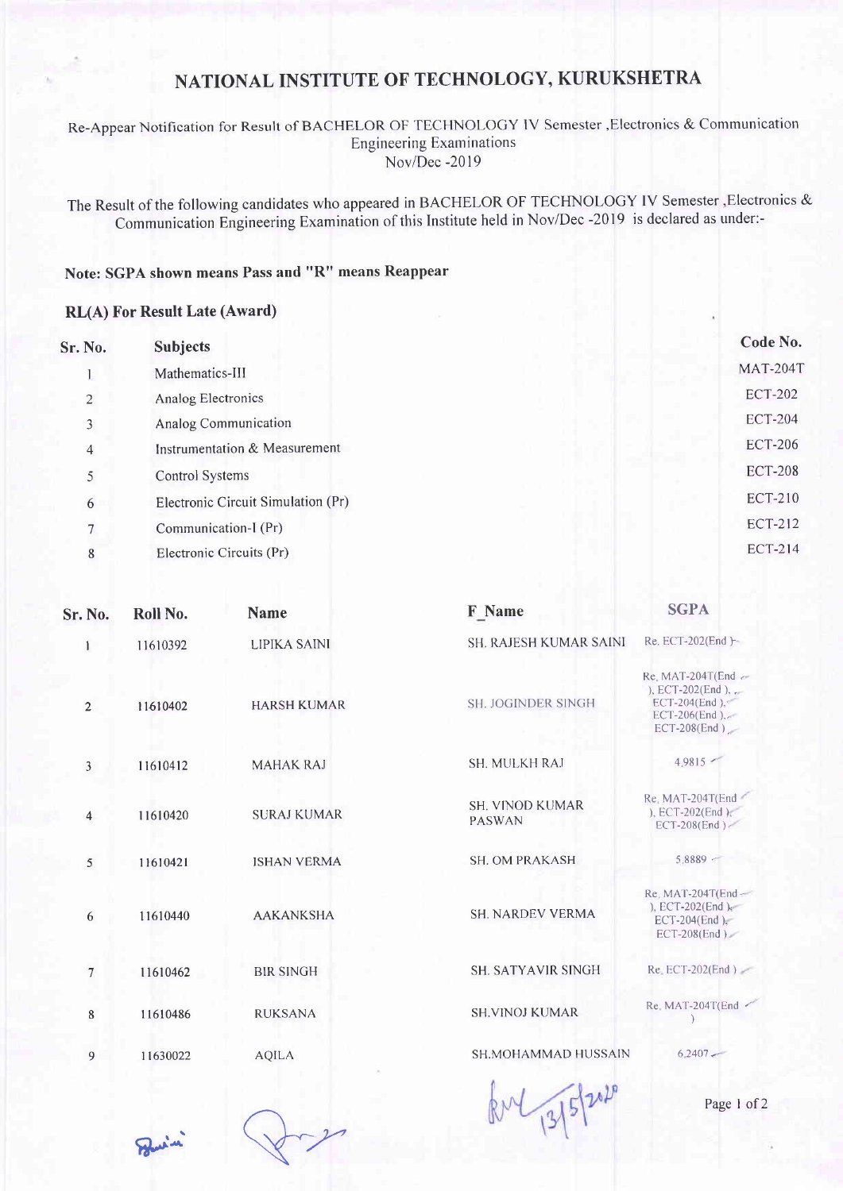# NATIONAL INSTITUTE OF TECHNOLOGY, KURUKSHETRA

Re-Appear Notification for Result of BACHELOR OF TECHNOLOGY IV Semester ,Electronics & Communication Engineering Examinations
Nov/Dec -2019

The Result of the following candidates who appeared in BACHELOR OF TECHNOLOGY IV Semester ,Electronics & Communication Engineering Examination of this Institute held in Nov/Dec -2019 is declared as under:-

**Note: SGPA shown means Pass and "R" means Reappear**

**RL(A) For Result Late (Award)**

| Sr. No. | Subjects | Code No. |
|---|---|---|
| 1 | Mathematics-III | MAT-204T |
| 2 | Analog Electronics | ECT-202 |
| 3 | Analog Communication | ECT-204 |
| 4 | Instrumentation & Measurement | ECT-206 |
| 5 | Control Systems | ECT-208 |
| 6 | Electronic Circuit Simulation (Pr) | ECT-210 |
| 7 | Communication-I (Pr) | ECT-212 |
| 8 | Electronic Circuits (Pr) | ECT-214 |

| Sr. No. | Roll No. | Name | F_Name | SGPA |
|---|---|---|---|---|
| 1 | 11610392 | LIPIKA SAINI | SH. RAJESH KUMAR SAINI | Re. ECT-202(End ) |
| 2 | 11610402 | HARSH KUMAR | SH. JOGINDER SINGH | Re. MAT-204T(End ), ECT-202(End ), ECT-204(End ), ECT-206(End ), ECT-208(End ) |
| 3 | 11610412 | MAHAK RAJ | SH. MULKH RAJ | 4.9815 |
| 4 | 11610420 | SURAJ KUMAR | SH. VINOD KUMAR PASWAN | Re. MAT-204T(End ), ECT-202(End ), ECT-208(End ) |
| 5 | 11610421 | ISHAN VERMA | SH. OM PRAKASH | 5.8889 |
| 6 | 11610440 | AAKANKSHA | SH. NARDEV VERMA | Re. MAT-204T(End ), ECT-202(End ), ECT-204(End ), ECT-208(End ) |
| 7 | 11610462 | BIR SINGH | SH. SATYAVIR SINGH | Re. ECT-202(End ) |
| 8 | 11610486 | RUKSANA | SH.VINOJ KUMAR | Re. MAT-204T(End ) |
| 9 | 11630022 | AQILA | SH.MOHAMMAD HUSSAIN | 6.2407 |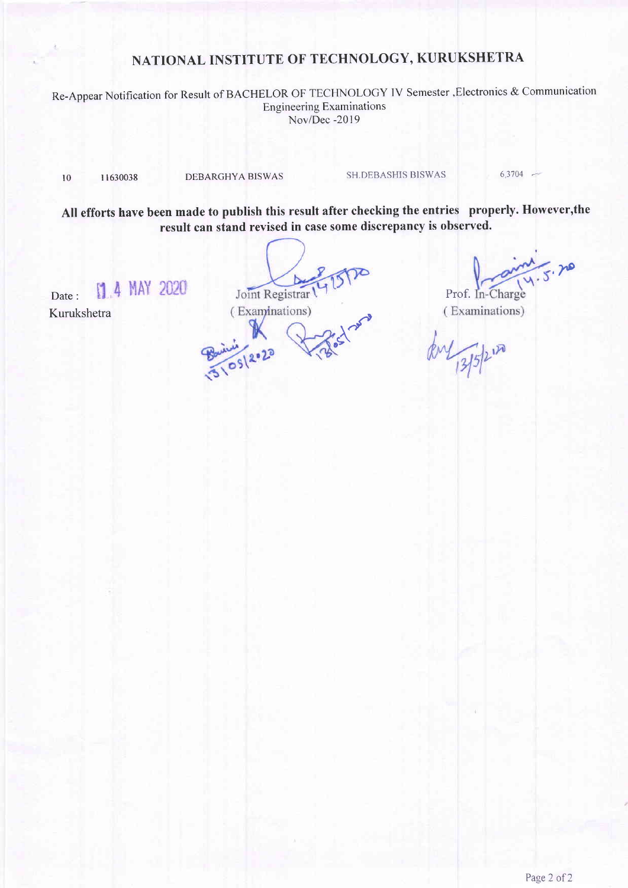# NATIONAL INSTITUTE OF TECHNOLOGY, KURUKSHETRA

Re-Appear Notification for Result of BACHELOR OF TECHNOLOGY IV Semester ,Electronics & Communication Engineering Examinations
Nov/Dec -2019

| | | | | |
|---|---|---|---|---|
| 10 | 11630038 | DEBARGHYA BISWAS | SH.DEBASHIS BISWAS | 6.3704 |

**All efforts have been made to publish this result after checking the entries properly. However,the result can stand revised in case some discrepancy is observed.**

Date : 14 MAY 2020
Kurukshetra

Joint Registrar
( Examinations)

Prof. In-Charge
( Examinations)